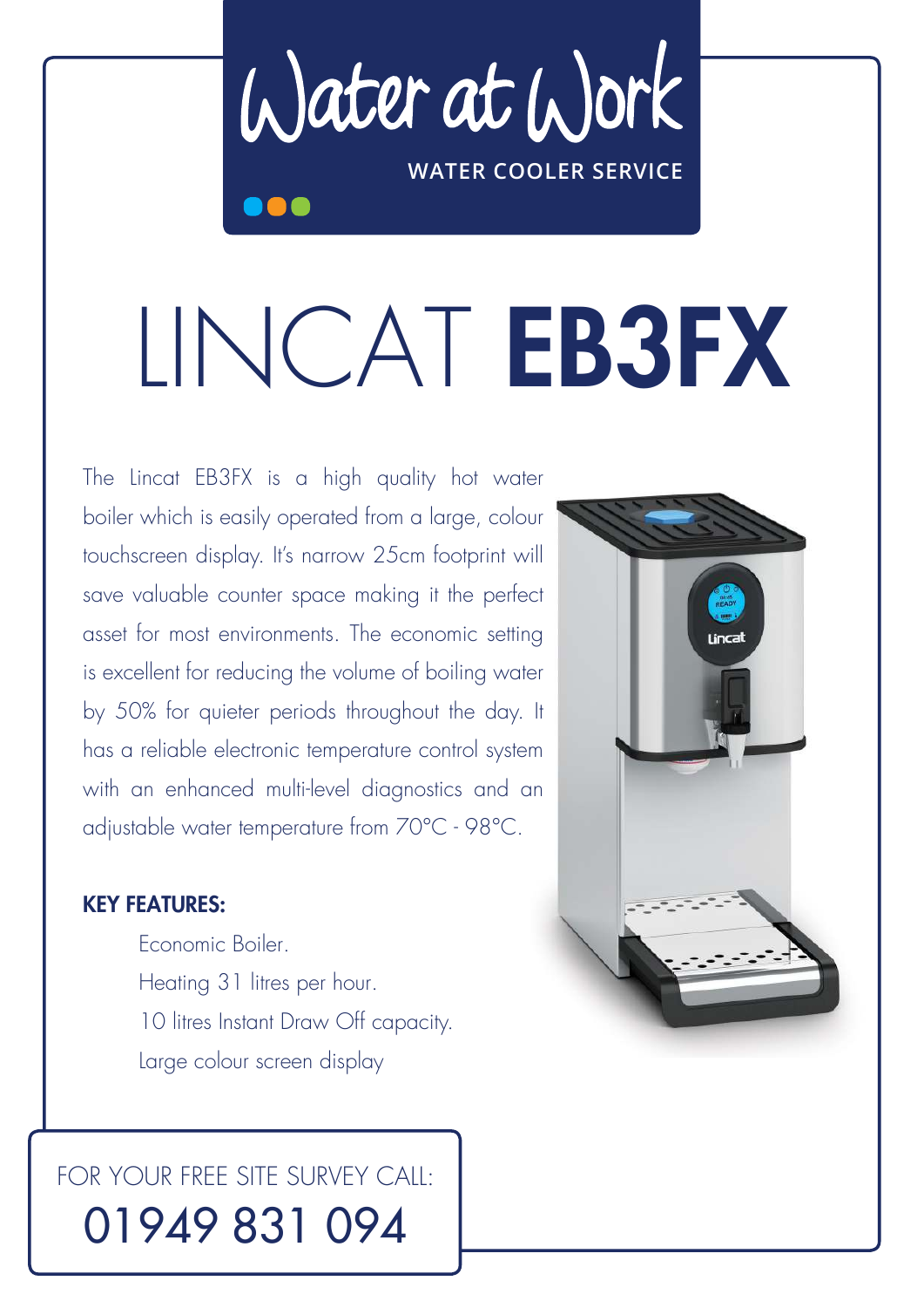Water at Work

WATER COOLER SERVICE

# LINCAT **EB3FX**

The Lincat EB3FX is a high quality hot water boiler which is easily operated from a large, colour touchscreen display. It's narrow 25cm footprint will save valuable counter space making it the perfect asset for most environments. The economic setting is excellent for reducing the volume of boiling water by 50% for quieter periods throughout the day. It has a reliable electronic temperature control system with an enhanced multi-level diagnostics and an adjustable water temperature from 70°C - 98°C.

**KEY FEATURES:**

- Economic Boiler.
- Heating 31 litres per hour.
- 10 litres Instant Draw Off capacity.
- Large colour screen display

FOR YOUR FREE SITE SURVEY CALL:

01949 831 094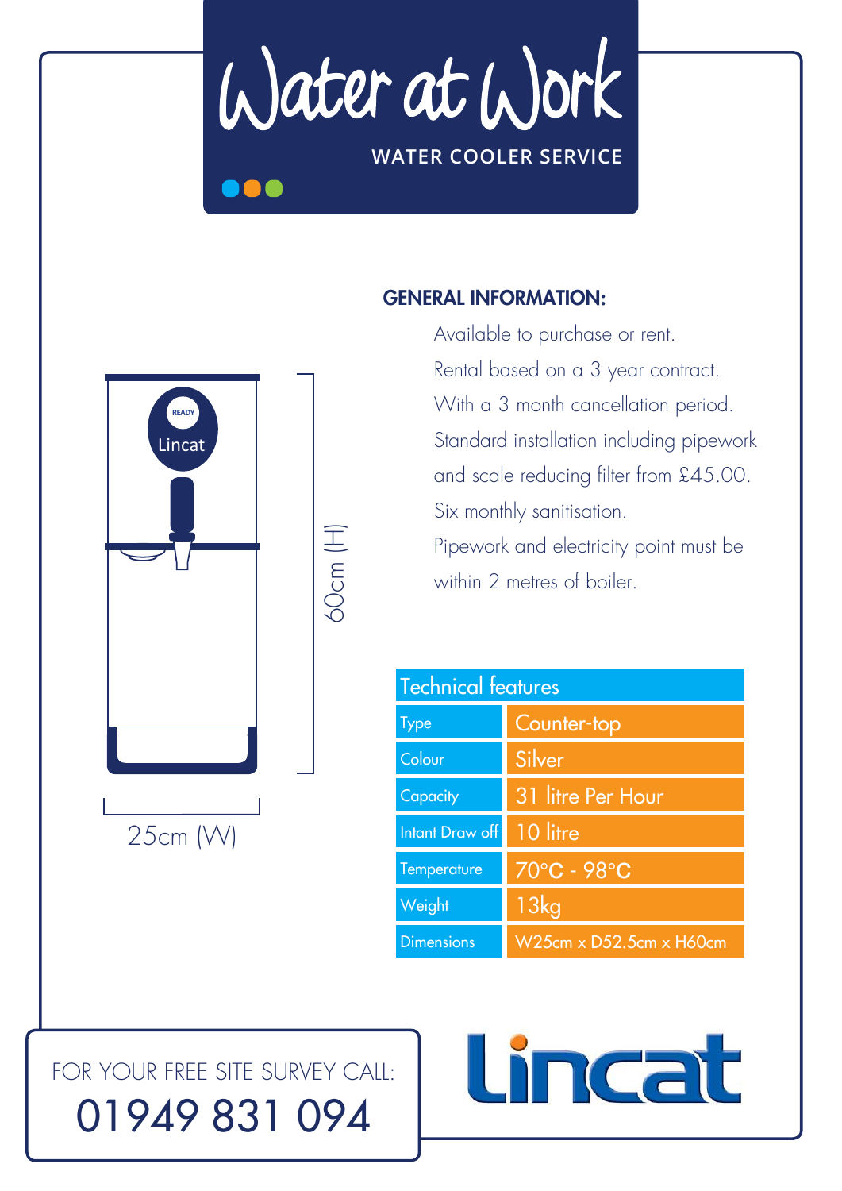# Water at Work

WATER COOLER SERVICE

READY

Lincat

60cm (H)

25cm (W)

## GENERAL INFORMATION:

Available to purchase or rent.
Rental based on a 3 year contract.
With a 3 month cancellation period.
Standard installation including pipework and scale reducing filter from £45.00.
Six monthly sanitisation.
Pipework and electricity point must be within 2 metres of boiler.

| Technical features | |
|---|---|
| Type | Counter-top |
| Colour | Silver |
| Capacity | 31 litre Per Hour |
| Intant Draw off | 10 litre |
| Temperature | 70°C - 98°C |
| Weight | 13kg |
| Dimensions | W25cm x D52.5cm x H60cm |

FOR YOUR FREE SITE SURVEY CALL:

**01949 831 094**

Lincat